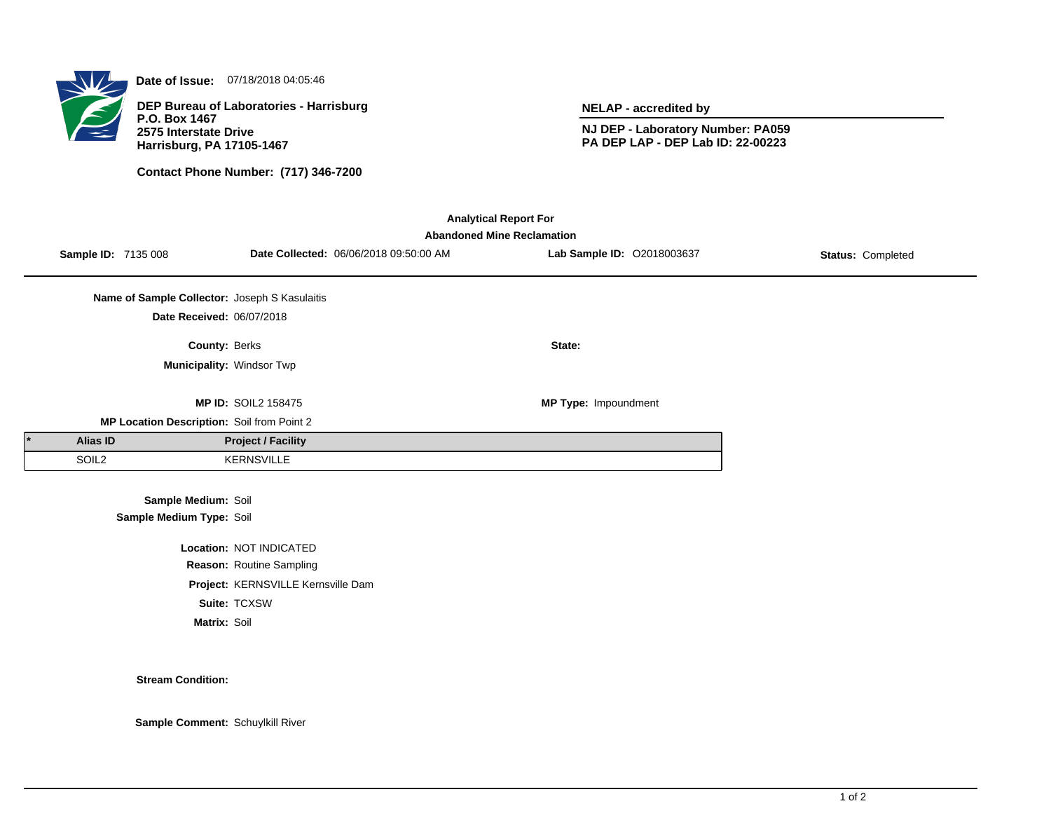**Date of Issue:** 07/18/2018 04:05:46

**DEP Bureau of Laboratories - Harrisburg**
**P.O. Box 1467**
**2575 Interstate Drive**
**Harrisburg, PA 17105-1467**

**Contact Phone Number: (717) 346-7200**

**NELAP - accredited by**

**NJ DEP - Laboratory Number: PA059**
**PA DEP LAP - DEP Lab ID: 22-00223**

## Analytical Report For
## Abandoned Mine Reclamation

**Sample ID:** 7135 008 **Date Collected:** 06/06/2018 09:50:00 AM **Lab Sample ID:** O2018003637 **Status:** Completed

**Name of Sample Collector:** Joseph S Kasulaitis

**Date Received:** 06/07/2018

**County:** Berks **State:**

**Municipality:** Windsor Twp

**MP ID:** SOIL2 158475 **MP Type:** Impoundment

**MP Location Description:** Soil from Point 2

| * | Alias ID | Project / Facility |
|---|---|---|
| | SOIL2 | KERNSVILLE |

**Sample Medium:** Soil
**Sample Medium Type:** Soil

**Location:** NOT INDICATED
**Reason:** Routine Sampling
**Project:** KERNSVILLE Kernsville Dam
**Suite:** TCXSW
**Matrix:** Soil

**Stream Condition:**

**Sample Comment:** Schuylkill River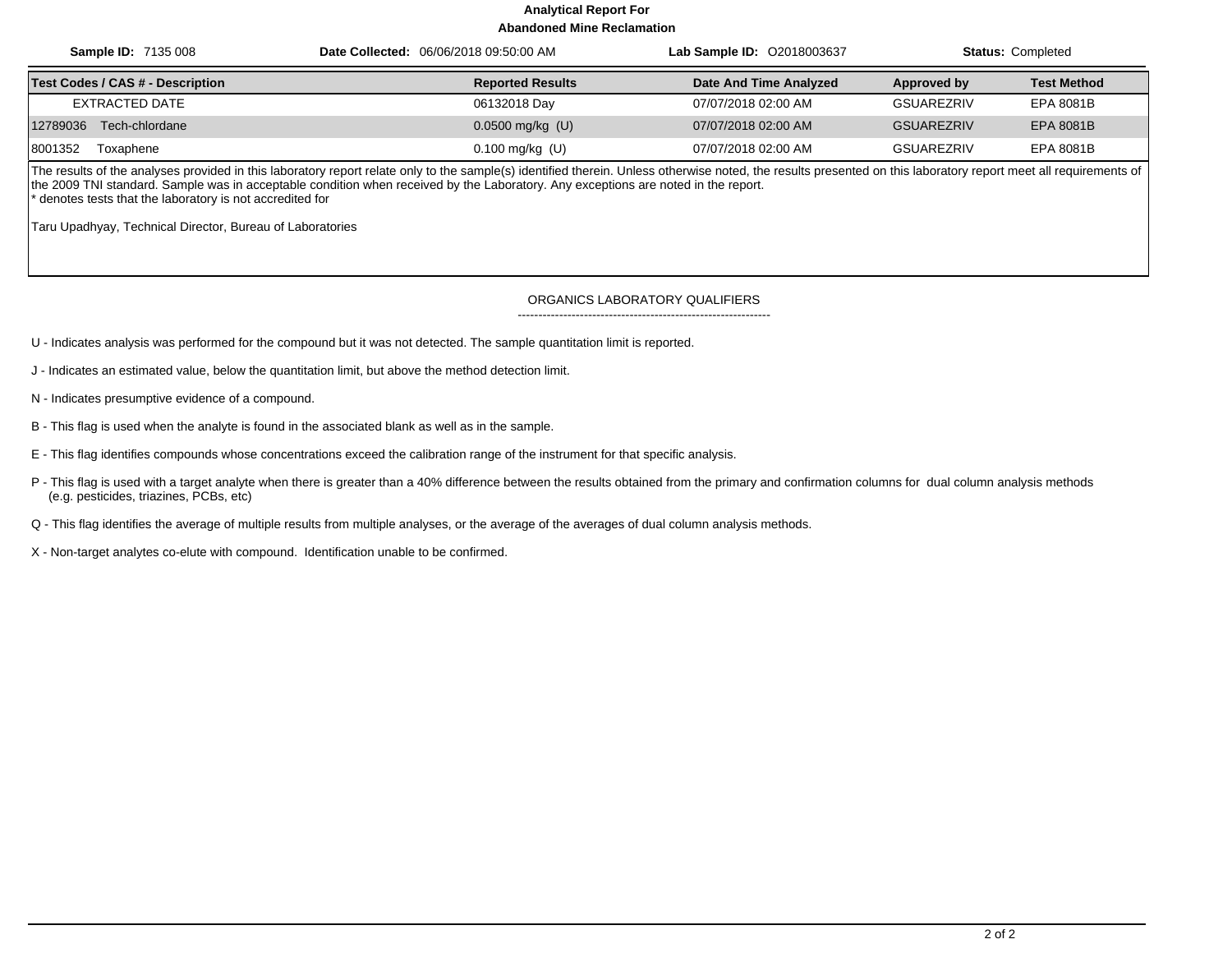**Analytical Report For**
**Abandoned Mine Reclamation**

| **Sample ID:** 7135 008 | **Date Collected:** 06/06/2018 09:50:00 AM | **Lab Sample ID:** O2018003637 | **Status:** Completed |
|---|---|---|---|

| Test Codes / CAS # - Description | Reported Results | Date And Time Analyzed | Approved by | Test Method |
|---|---|---|---|---|
| EXTRACTED DATE | 06132018 Day | 07/07/2018 02:00 AM | GSUAREZRIV | EPA 8081B |
| 12789036 Tech-chlordane | 0.0500 mg/kg (U) | 07/07/2018 02:00 AM | GSUAREZRIV | EPA 8081B |
| 8001352 Toxaphene | 0.100 mg/kg (U) | 07/07/2018 02:00 AM | GSUAREZRIV | EPA 8081B |

The results of the analyses provided in this laboratory report relate only to the sample(s) identified therein. Unless otherwise noted, the results presented on this laboratory report meet all requirements of the 2009 TNI standard. Sample was in acceptable condition when received by the Laboratory. Any exceptions are noted in the report.
* denotes tests that the laboratory is not accredited for

Taru Upadhyay, Technical Director, Bureau of Laboratories

ORGANICS LABORATORY QUALIFIERS

U - Indicates analysis was performed for the compound but it was not detected. The sample quantitation limit is reported.

J - Indicates an estimated value, below the quantitation limit, but above the method detection limit.

N - Indicates presumptive evidence of a compound.

B - This flag is used when the analyte is found in the associated blank as well as in the sample.

E - This flag identifies compounds whose concentrations exceed the calibration range of the instrument for that specific analysis.

P - This flag is used with a target analyte when there is greater than a 40% difference between the results obtained from the primary and confirmation columns for dual column analysis methods (e.g. pesticides, triazines, PCBs, etc)

Q - This flag identifies the average of multiple results from multiple analyses, or the average of the averages of dual column analysis methods.

X - Non-target analytes co-elute with compound. Identification unable to be confirmed.